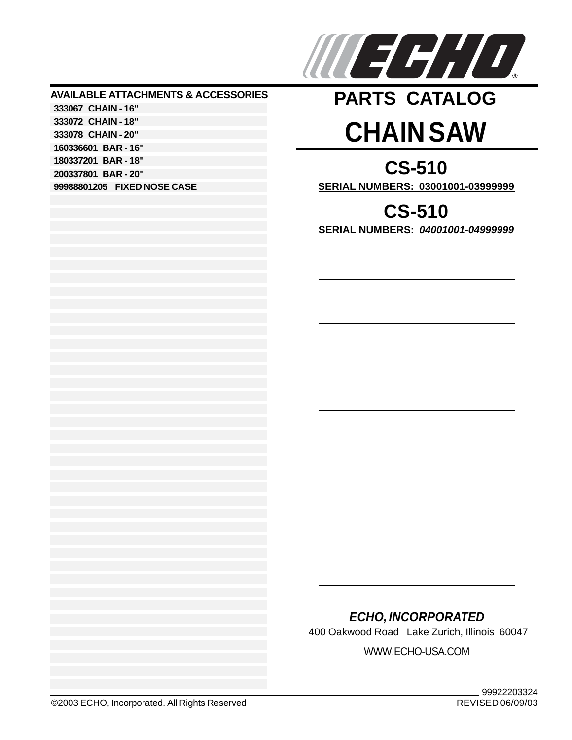ECHO®

# PARTS CATALOG

# CHAIN SAW

## CS-510

**SERIAL NUMBERS: 03001001-03999999**

## CS-510

**SERIAL NUMBERS: *04001001-04999999***

### AVAILABLE ATTACHMENTS & ACCESSORIES

**333067 CHAIN - 16"**
**333072 CHAIN - 18"**
**333078 CHAIN - 20"**
**160336601 BAR - 16"**
**180337201 BAR - 18"**
**200337801 BAR - 20"**
**99988801205 FIXED NOSE CASE**

***ECHO, INCORPORATED***

400 Oakwood Road Lake Zurich, Illinois 60047

WWW.ECHO-USA.COM

99922203324
REVISED 06/09/03

©2003 ECHO, Incorporated. All Rights Reserved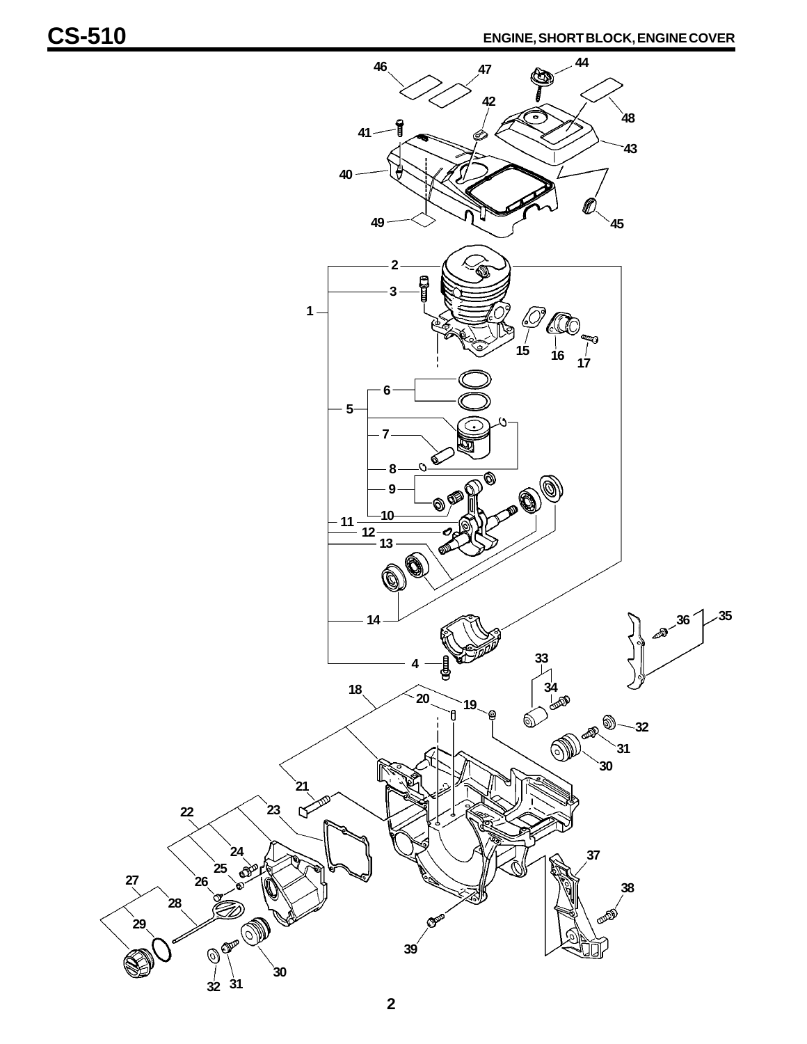# CS-510

## ENGINE, SHORT BLOCK, ENGINE COVER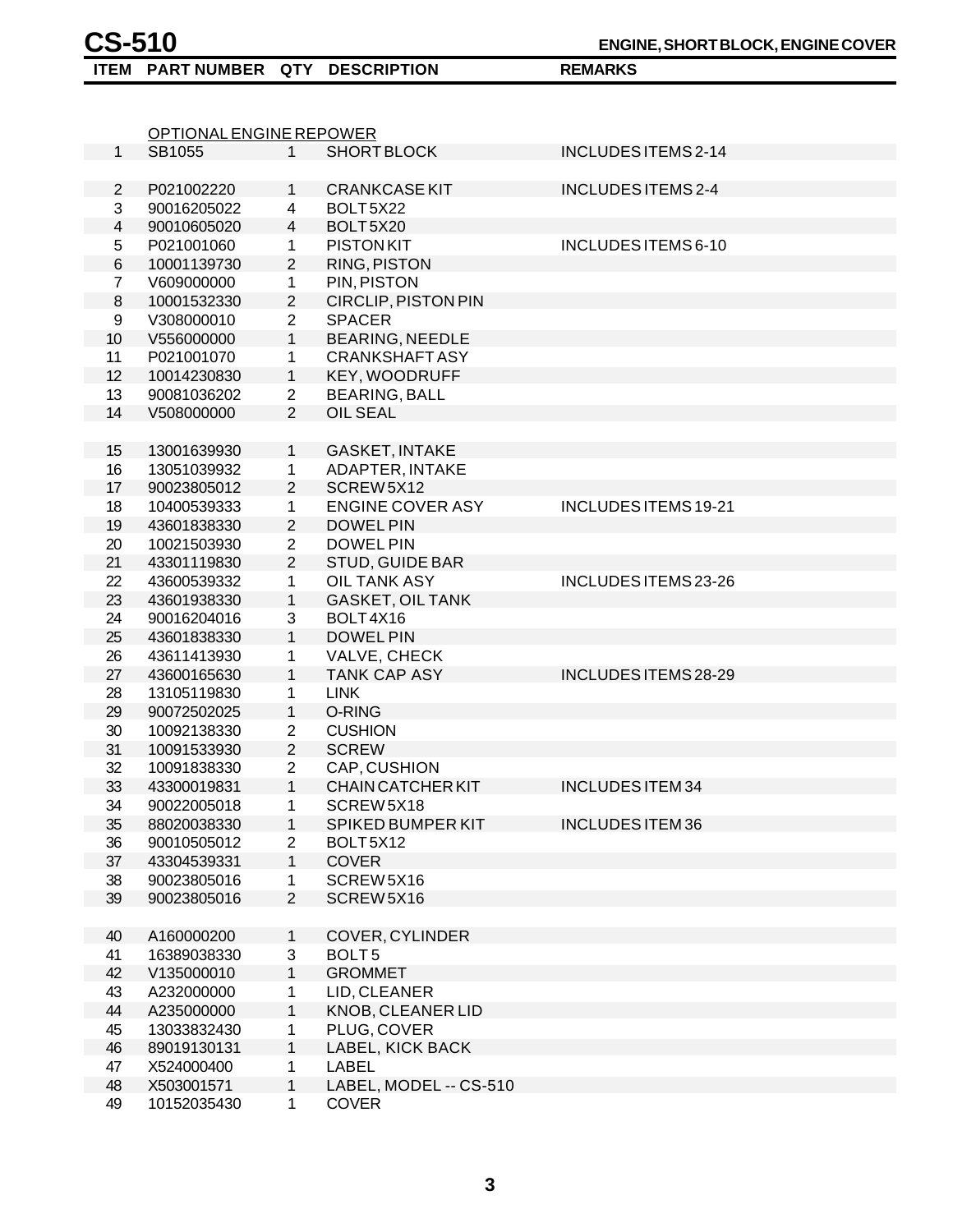# CS-510

## ENGINE, SHORT BLOCK, ENGINE COVER

| ITEM | PART NUMBER | QTY | DESCRIPTION | REMARKS |
|---|---|---|---|---|
| | OPTIONAL ENGINE REPOWER | | | |
| 1 | SB1055 | 1 | SHORT BLOCK | INCLUDES ITEMS 2-14 |
| 2 | P021002220 | 1 | CRANKCASE KIT | INCLUDES ITEMS 2-4 |
| 3 | 90016205022 | 4 | BOLT 5X22 | |
| 4 | 90010605020 | 4 | BOLT 5X20 | |
| 5 | P021001060 | 1 | PISTON KIT | INCLUDES ITEMS 6-10 |
| 6 | 10001139730 | 2 | RING, PISTON | |
| 7 | V609000000 | 1 | PIN, PISTON | |
| 8 | 10001532330 | 2 | CIRCLIP, PISTON PIN | |
| 9 | V308000010 | 2 | SPACER | |
| 10 | V556000000 | 1 | BEARING, NEEDLE | |
| 11 | P021001070 | 1 | CRANKSHAFT ASY | |
| 12 | 10014230830 | 1 | KEY, WOODRUFF | |
| 13 | 90081036202 | 2 | BEARING, BALL | |
| 14 | V508000000 | 2 | OIL SEAL | |
| 15 | 13001639930 | 1 | GASKET, INTAKE | |
| 16 | 13051039932 | 1 | ADAPTER, INTAKE | |
| 17 | 90023805012 | 2 | SCREW 5X12 | |
| 18 | 10400539333 | 1 | ENGINE COVER ASY | INCLUDES ITEMS 19-21 |
| 19 | 43601838330 | 2 | DOWEL PIN | |
| 20 | 10021503930 | 2 | DOWEL PIN | |
| 21 | 43301119830 | 2 | STUD, GUIDE BAR | |
| 22 | 43600539332 | 1 | OIL TANK ASY | INCLUDES ITEMS 23-26 |
| 23 | 43601938330 | 1 | GASKET, OIL TANK | |
| 24 | 90016204016 | 3 | BOLT 4X16 | |
| 25 | 43601838330 | 1 | DOWEL PIN | |
| 26 | 43611413930 | 1 | VALVE, CHECK | |
| 27 | 43600165630 | 1 | TANK CAP ASY | INCLUDES ITEMS 28-29 |
| 28 | 13105119830 | 1 | LINK | |
| 29 | 90072502025 | 1 | O-RING | |
| 30 | 10092138330 | 2 | CUSHION | |
| 31 | 10091533930 | 2 | SCREW | |
| 32 | 10091838330 | 2 | CAP, CUSHION | |
| 33 | 43300019831 | 1 | CHAIN CATCHER KIT | INCLUDES ITEM 34 |
| 34 | 90022005018 | 1 | SCREW 5X18 | |
| 35 | 88020038330 | 1 | SPIKED BUMPER KIT | INCLUDES ITEM 36 |
| 36 | 90010505012 | 2 | BOLT 5X12 | |
| 37 | 43304539331 | 1 | COVER | |
| 38 | 90023805016 | 1 | SCREW 5X16 | |
| 39 | 90023805016 | 2 | SCREW 5X16 | |
| 40 | A160000200 | 1 | COVER, CYLINDER | |
| 41 | 16389038330 | 3 | BOLT 5 | |
| 42 | V135000010 | 1 | GROMMET | |
| 43 | A232000000 | 1 | LID, CLEANER | |
| 44 | A235000000 | 1 | KNOB, CLEANER LID | |
| 45 | 13033832430 | 1 | PLUG, COVER | |
| 46 | 89019130131 | 1 | LABEL, KICK BACK | |
| 47 | X524000400 | 1 | LABEL | |
| 48 | X503001571 | 1 | LABEL, MODEL -- CS-510 | |
| 49 | 10152035430 | 1 | COVER | |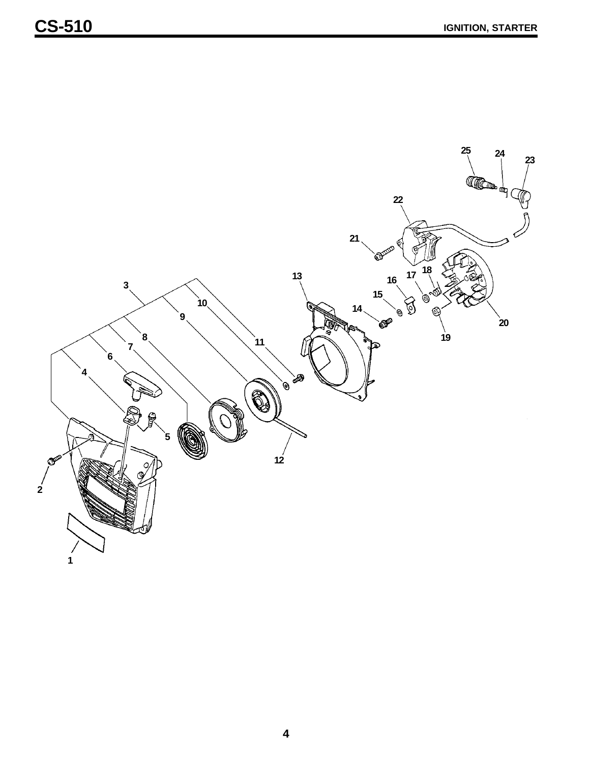# CS-510

## IGNITION, STARTER

3
10
9
8
7
6
4
5
2
1
12
11
13
14
15
16
17
18
19
20
21
22
23
24
25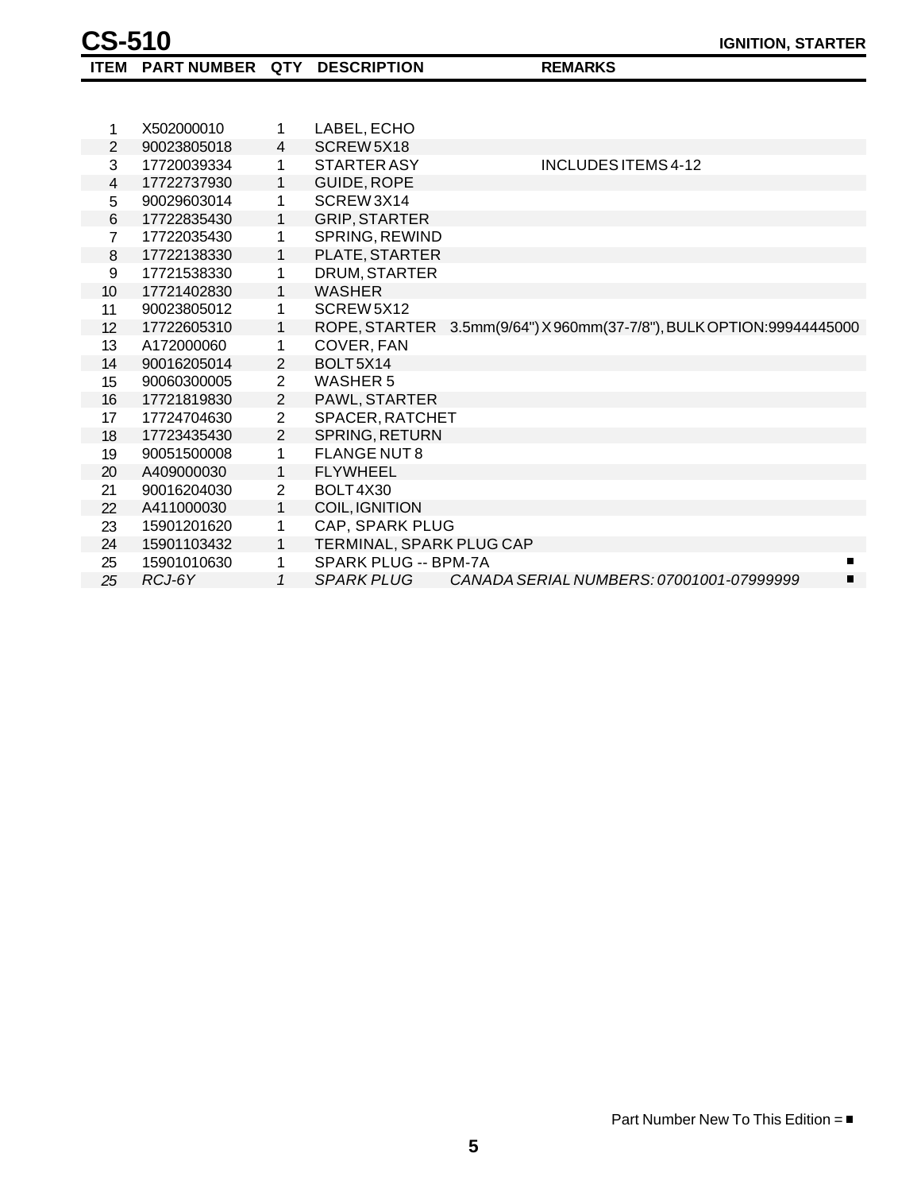# CS-510

**IGNITION, STARTER**

| ITEM | PART NUMBER | QTY | DESCRIPTION | REMARKS | |
|---|---|---|---|---|---|
| 1 | X502000010 | 1 | LABEL, ECHO | | |
| 2 | 90023805018 | 4 | SCREW 5X18 | | |
| 3 | 17720039334 | 1 | STARTER ASY | INCLUDES ITEMS 4-12 | |
| 4 | 17722737930 | 1 | GUIDE, ROPE | | |
| 5 | 90029603014 | 1 | SCREW 3X14 | | |
| 6 | 17722835430 | 1 | GRIP, STARTER | | |
| 7 | 17722035430 | 1 | SPRING, REWIND | | |
| 8 | 17722138330 | 1 | PLATE, STARTER | | |
| 9 | 17721538330 | 1 | DRUM, STARTER | | |
| 10 | 17721402830 | 1 | WASHER | | |
| 11 | 90023805012 | 1 | SCREW 5X12 | | |
| 12 | 17722605310 | 1 | ROPE, STARTER | 3.5mm(9/64") X 960mm(37-7/8"), BULK OPTION:99944445000 | |
| 13 | A172000060 | 1 | COVER, FAN | | |
| 14 | 90016205014 | 2 | BOLT 5X14 | | |
| 15 | 90060300005 | 2 | WASHER 5 | | |
| 16 | 17721819830 | 2 | PAWL, STARTER | | |
| 17 | 17724704630 | 2 | SPACER, RATCHET | | |
| 18 | 17723435430 | 2 | SPRING, RETURN | | |
| 19 | 90051500008 | 1 | FLANGE NUT 8 | | |
| 20 | A409000030 | 1 | FLYWHEEL | | |
| 21 | 90016204030 | 2 | BOLT 4X30 | | |
| 22 | A411000030 | 1 | COIL, IGNITION | | |
| 23 | 15901201620 | 1 | CAP, SPARK PLUG | | |
| 24 | 15901103432 | 1 | TERMINAL, SPARK PLUG CAP | | |
| 25 | 15901010630 | 1 | SPARK PLUG -- BPM-7A | | ■ |
| *25* | *RCJ-6Y* | *1* | *SPARK PLUG* | *CANADA SERIAL NUMBERS: 07001001-07999999* | ■ |

Part Number New To This Edition = ■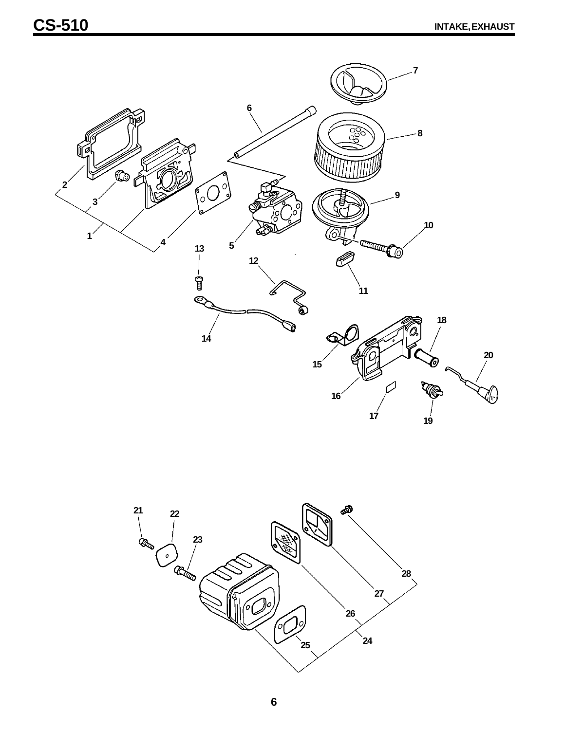# CS-510

## INTAKE, EXHAUST

1 2 3 4 5 6 7 8 9 10 11 12 13 14 15 16 17 18 19 20

21 22 23 24 25 26 27 28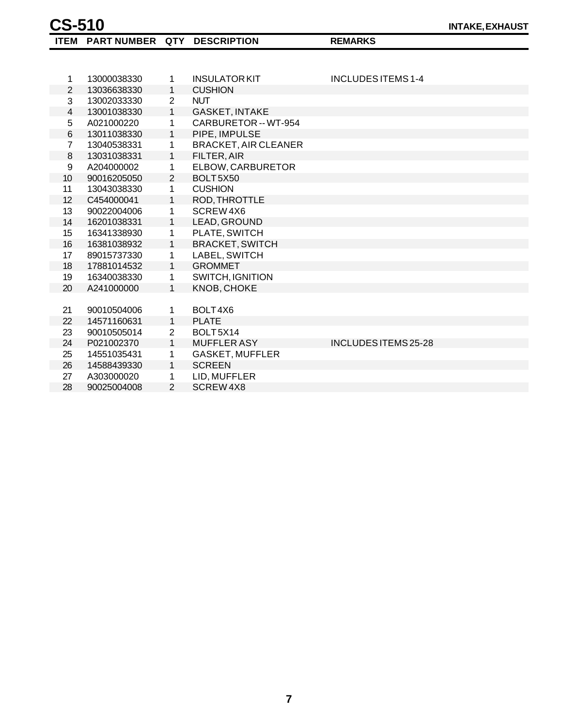# CS-510

## INTAKE, EXHAUST

| ITEM | PART NUMBER | QTY | DESCRIPTION | REMARKS |
|---|---|---|---|---|
| 1 | 13000038330 | 1 | INSULATOR KIT | INCLUDES ITEMS 1-4 |
| 2 | 13036638330 | 1 | CUSHION | |
| 3 | 13002033330 | 2 | NUT | |
| 4 | 13001038330 | 1 | GASKET, INTAKE | |
| 5 | A021000220 | 1 | CARBURETOR -- WT-954 | |
| 6 | 13011038330 | 1 | PIPE, IMPULSE | |
| 7 | 13040538331 | 1 | BRACKET, AIR CLEANER | |
| 8 | 13031038331 | 1 | FILTER, AIR | |
| 9 | A204000002 | 1 | ELBOW, CARBURETOR | |
| 10 | 90016205050 | 2 | BOLT 5X50 | |
| 11 | 13043038330 | 1 | CUSHION | |
| 12 | C454000041 | 1 | ROD, THROTTLE | |
| 13 | 90022004006 | 1 | SCREW 4X6 | |
| 14 | 16201038331 | 1 | LEAD, GROUND | |
| 15 | 16341338930 | 1 | PLATE, SWITCH | |
| 16 | 16381038932 | 1 | BRACKET, SWITCH | |
| 17 | 89015737330 | 1 | LABEL, SWITCH | |
| 18 | 17881014532 | 1 | GROMMET | |
| 19 | 16340038330 | 1 | SWITCH, IGNITION | |
| 20 | A241000000 | 1 | KNOB, CHOKE | |
| 21 | 90010504006 | 1 | BOLT 4X6 | |
| 22 | 14571160631 | 1 | PLATE | |
| 23 | 90010505014 | 2 | BOLT 5X14 | |
| 24 | P021002370 | 1 | MUFFLER ASY | INCLUDES ITEMS 25-28 |
| 25 | 14551035431 | 1 | GASKET, MUFFLER | |
| 26 | 14588439330 | 1 | SCREEN | |
| 27 | A303000020 | 1 | LID, MUFFLER | |
| 28 | 90025004008 | 2 | SCREW 4X8 | |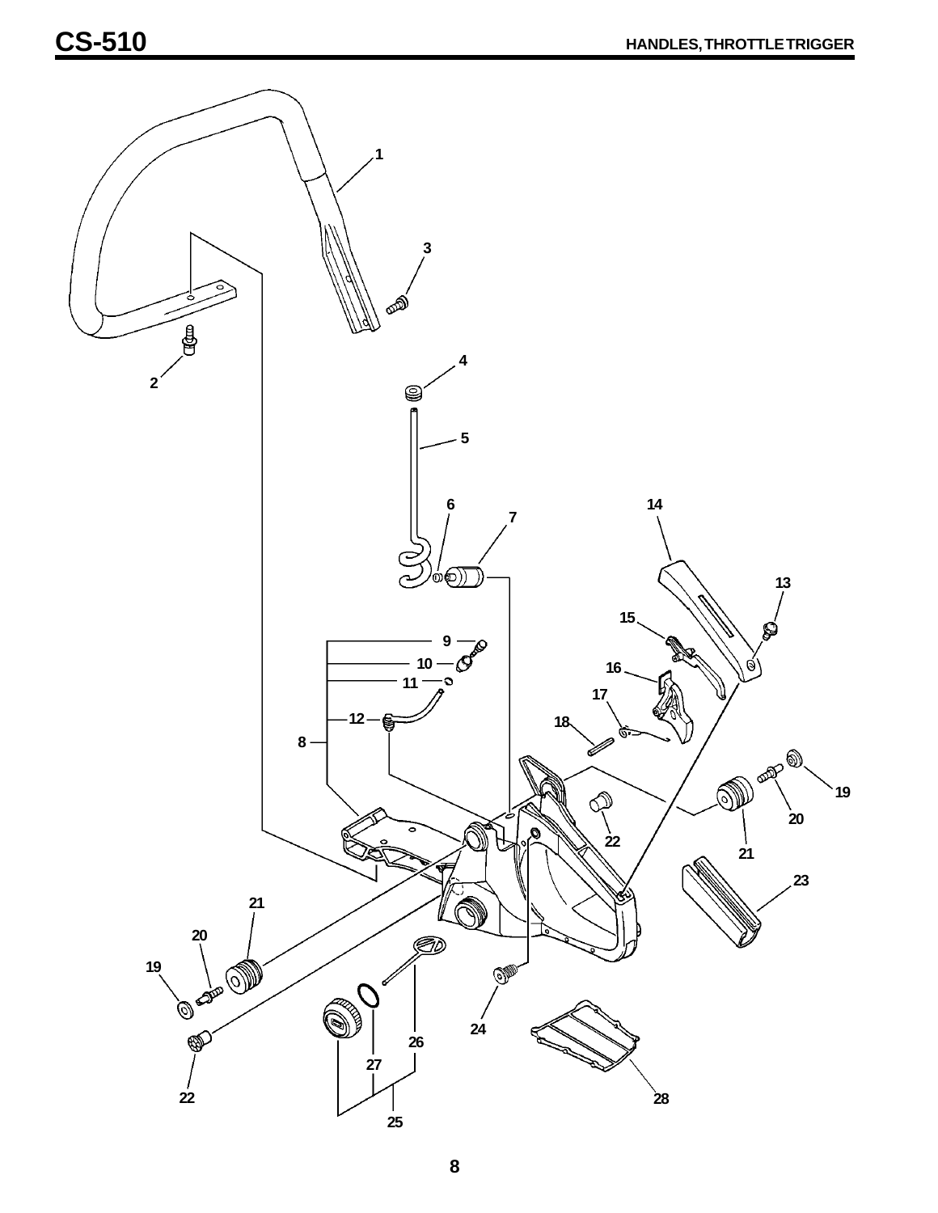# CS-510

## HANDLES, THROTTLE TRIGGER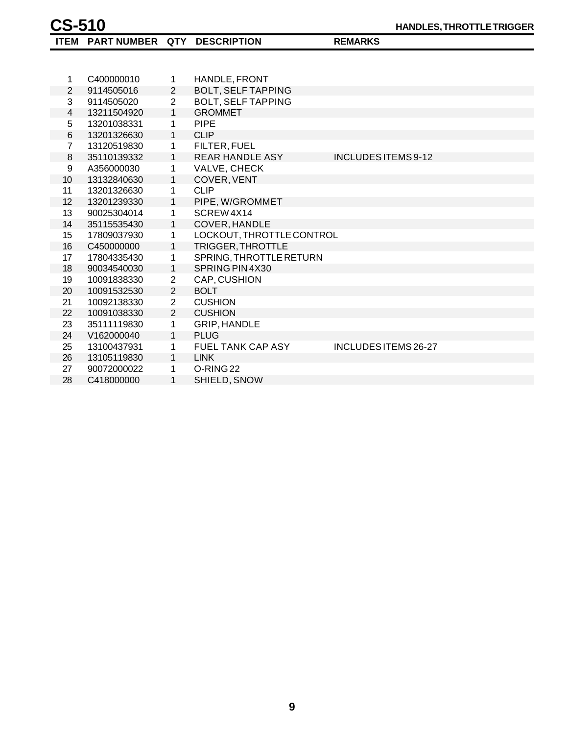# CS-510

## HANDLES, THROTTLE TRIGGER

| ITEM | PART NUMBER | QTY | DESCRIPTION | REMARKS |
|---|---|---|---|---|
| 1 | C400000010 | 1 | HANDLE, FRONT | |
| 2 | 9114505016 | 2 | BOLT, SELF TAPPING | |
| 3 | 9114505020 | 2 | BOLT, SELF TAPPING | |
| 4 | 13211504920 | 1 | GROMMET | |
| 5 | 13201038331 | 1 | PIPE | |
| 6 | 13201326630 | 1 | CLIP | |
| 7 | 13120519830 | 1 | FILTER, FUEL | |
| 8 | 35110139332 | 1 | REAR HANDLE ASY | INCLUDES ITEMS 9-12 |
| 9 | A356000030 | 1 | VALVE, CHECK | |
| 10 | 13132840630 | 1 | COVER, VENT | |
| 11 | 13201326630 | 1 | CLIP | |
| 12 | 13201239330 | 1 | PIPE, W/GROMMET | |
| 13 | 90025304014 | 1 | SCREW 4X14 | |
| 14 | 35115535430 | 1 | COVER, HANDLE | |
| 15 | 17809037930 | 1 | LOCKOUT, THROTTLE CONTROL | |
| 16 | C450000000 | 1 | TRIGGER, THROTTLE | |
| 17 | 17804335430 | 1 | SPRING, THROTTLE RETURN | |
| 18 | 90034540030 | 1 | SPRING PIN 4X30 | |
| 19 | 10091838330 | 2 | CAP, CUSHION | |
| 20 | 10091532530 | 2 | BOLT | |
| 21 | 10092138330 | 2 | CUSHION | |
| 22 | 10091038330 | 2 | CUSHION | |
| 23 | 35111119830 | 1 | GRIP, HANDLE | |
| 24 | V162000040 | 1 | PLUG | |
| 25 | 13100437931 | 1 | FUEL TANK CAP ASY | INCLUDES ITEMS 26-27 |
| 26 | 13105119830 | 1 | LINK | |
| 27 | 90072000022 | 1 | O-RING 22 | |
| 28 | C418000000 | 1 | SHIELD, SNOW | |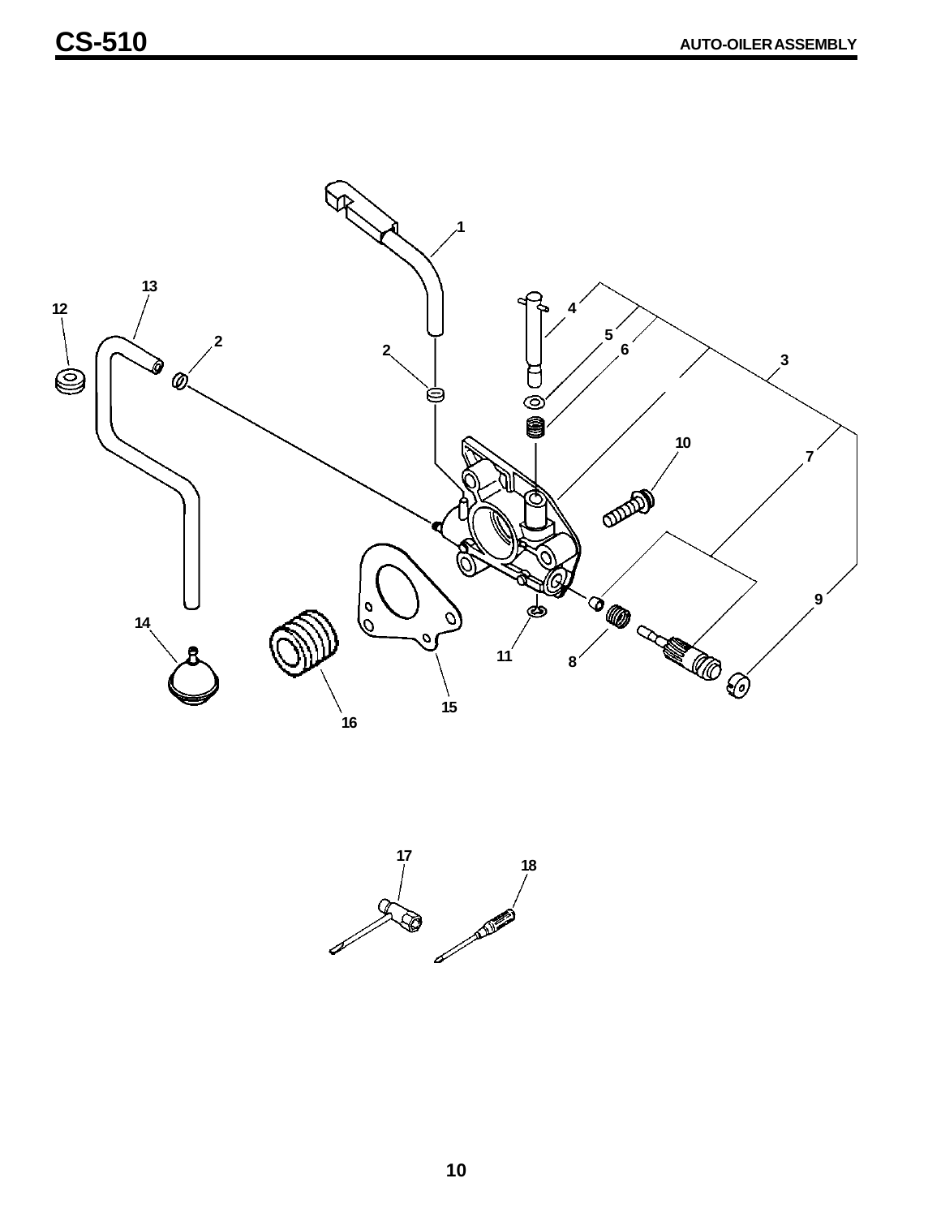# CS-510

## AUTO-OILER ASSEMBLY

1
13
12
2
2
4
5
6
3
10
7
9
14
11
8
16
15
17
18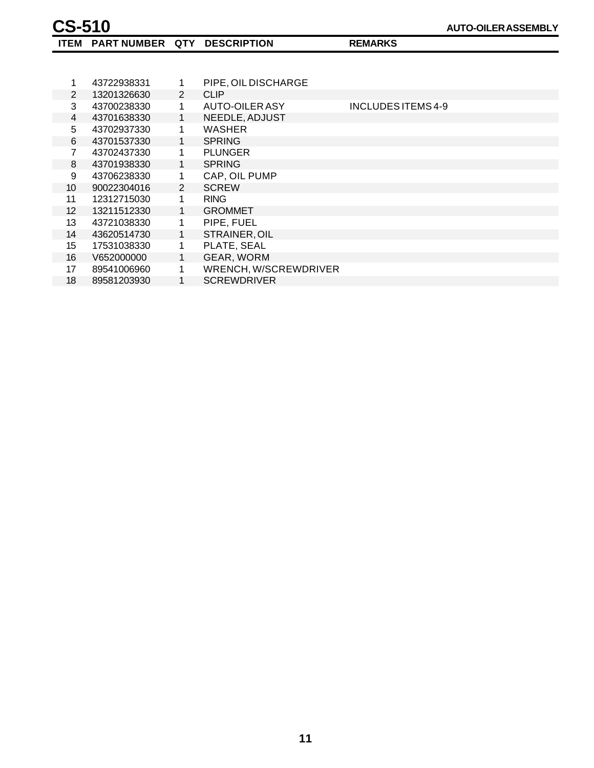# CS-510

## AUTO-OILER ASSEMBLY

| ITEM | PART NUMBER | QTY | DESCRIPTION | REMARKS |
|---|---|---|---|---|
| 1 | 43722938331 | 1 | PIPE, OIL DISCHARGE | |
| 2 | 13201326630 | 2 | CLIP | |
| 3 | 43700238330 | 1 | AUTO-OILER ASY | INCLUDES ITEMS 4-9 |
| 4 | 43701638330 | 1 | NEEDLE, ADJUST | |
| 5 | 43702937330 | 1 | WASHER | |
| 6 | 43701537330 | 1 | SPRING | |
| 7 | 43702437330 | 1 | PLUNGER | |
| 8 | 43701938330 | 1 | SPRING | |
| 9 | 43706238330 | 1 | CAP, OIL PUMP | |
| 10 | 90022304016 | 2 | SCREW | |
| 11 | 12312715030 | 1 | RING | |
| 12 | 13211512330 | 1 | GROMMET | |
| 13 | 43721038330 | 1 | PIPE, FUEL | |
| 14 | 43620514730 | 1 | STRAINER, OIL | |
| 15 | 17531038330 | 1 | PLATE, SEAL | |
| 16 | V652000000 | 1 | GEAR, WORM | |
| 17 | 89541006960 | 1 | WRENCH, W/SCREWDRIVER | |
| 18 | 89581203930 | 1 | SCREWDRIVER | |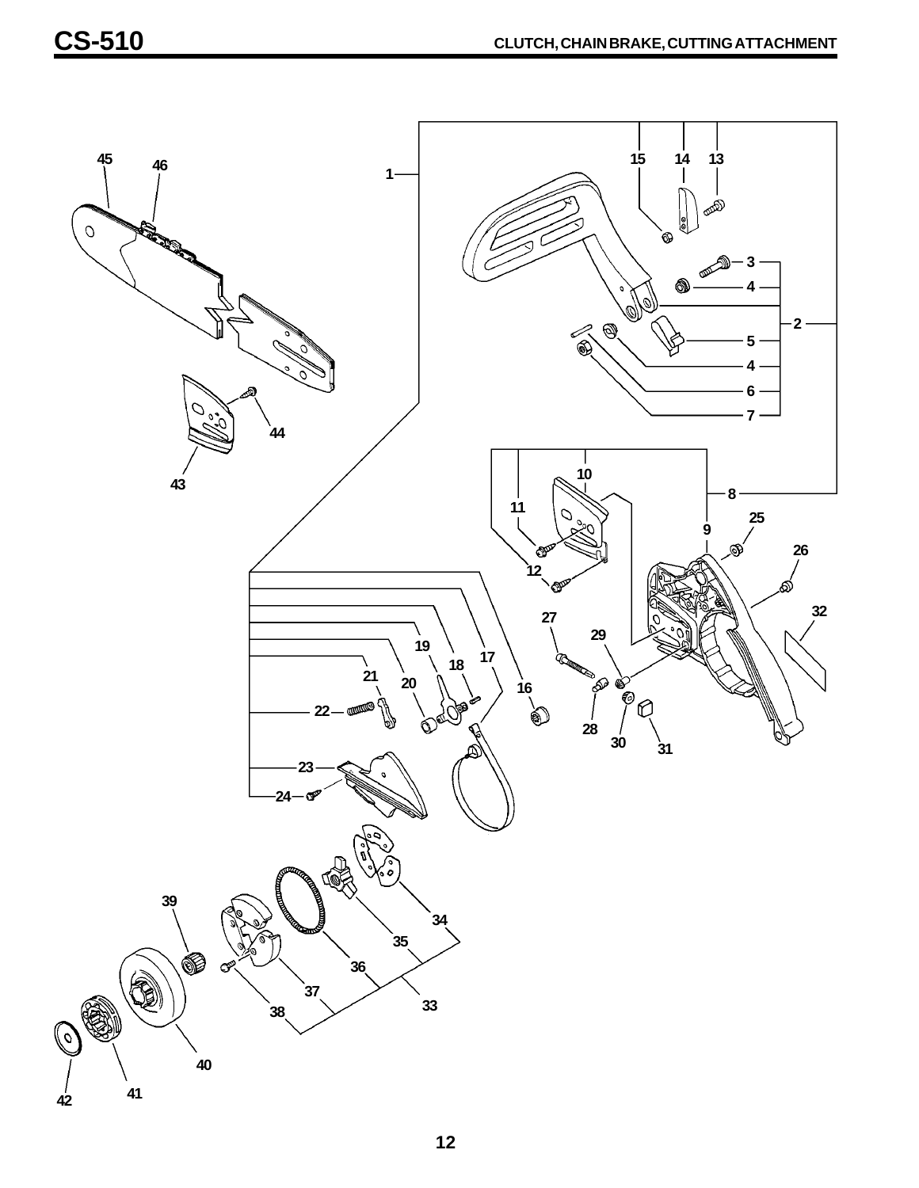# CS-510

## CLUTCH, CHAIN BRAKE, CUTTING ATTACHMENT

45 46 1 15 14 13 3 4 2 5 4 6 7 44 43 10 8 11 9 25 26 12 32 27 29 19 18 17 21 20 16 22 28 30 31 23 24 34 39 35 36 33 37 38 40 42 41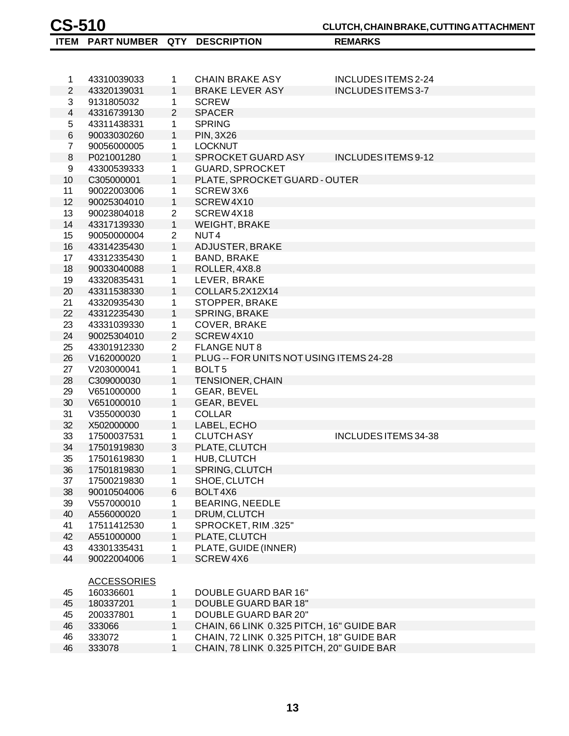# CS-510

**CLUTCH, CHAIN BRAKE, CUTTING ATTACHMENT**

| ITEM | PART NUMBER | QTY | DESCRIPTION | REMARKS |
|---|---|---|---|---|
| 1 | 43310039033 | 1 | CHAIN BRAKE ASY | INCLUDES ITEMS 2-24 |
| 2 | 43320139031 | 1 | BRAKE LEVER ASY | INCLUDES ITEMS 3-7 |
| 3 | 9131805032 | 1 | SCREW | |
| 4 | 43316739130 | 2 | SPACER | |
| 5 | 43311438331 | 1 | SPRING | |
| 6 | 90033030260 | 1 | PIN, 3X26 | |
| 7 | 90056000005 | 1 | LOCKNUT | |
| 8 | P021001280 | 1 | SPROCKET GUARD ASY | INCLUDES ITEMS 9-12 |
| 9 | 43300539333 | 1 | GUARD, SPROCKET | |
| 10 | C305000001 | 1 | PLATE, SPROCKET GUARD - OUTER | |
| 11 | 90022003006 | 1 | SCREW 3X6 | |
| 12 | 90025304010 | 1 | SCREW 4X10 | |
| 13 | 90023804018 | 2 | SCREW 4X18 | |
| 14 | 43317139330 | 1 | WEIGHT, BRAKE | |
| 15 | 90050000004 | 2 | NUT 4 | |
| 16 | 43314235430 | 1 | ADJUSTER, BRAKE | |
| 17 | 43312335430 | 1 | BAND, BRAKE | |
| 18 | 90033040088 | 1 | ROLLER, 4X8.8 | |
| 19 | 43320835431 | 1 | LEVER, BRAKE | |
| 20 | 43311538330 | 1 | COLLAR 5.2X12X14 | |
| 21 | 43320935430 | 1 | STOPPER, BRAKE | |
| 22 | 43312235430 | 1 | SPRING, BRAKE | |
| 23 | 43331039330 | 1 | COVER, BRAKE | |
| 24 | 90025304010 | 2 | SCREW 4X10 | |
| 25 | 43301912330 | 2 | FLANGE NUT 8 | |
| 26 | V162000020 | 1 | PLUG -- FOR UNITS NOT USING ITEMS 24-28 | |
| 27 | V203000041 | 1 | BOLT 5 | |
| 28 | C309000030 | 1 | TENSIONER, CHAIN | |
| 29 | V651000000 | 1 | GEAR, BEVEL | |
| 30 | V651000010 | 1 | GEAR, BEVEL | |
| 31 | V355000030 | 1 | COLLAR | |
| 32 | X502000000 | 1 | LABEL, ECHO | |
| 33 | 17500037531 | 1 | CLUTCH ASY | INCLUDES ITEMS 34-38 |
| 34 | 17501919830 | 3 | PLATE, CLUTCH | |
| 35 | 17501619830 | 1 | HUB, CLUTCH | |
| 36 | 17501819830 | 1 | SPRING, CLUTCH | |
| 37 | 17500219830 | 1 | SHOE, CLUTCH | |
| 38 | 90010504006 | 6 | BOLT 4X6 | |
| 39 | V557000010 | 1 | BEARING, NEEDLE | |
| 40 | A556000020 | 1 | DRUM, CLUTCH | |
| 41 | 17511412530 | 1 | SPROCKET, RIM .325" | |
| 42 | A551000000 | 1 | PLATE, CLUTCH | |
| 43 | 43301335431 | 1 | PLATE, GUIDE (INNER) | |
| 44 | 90022004006 | 1 | SCREW 4X6 | |
| | ACCESSORIES | | | |
| 45 | 160336601 | 1 | DOUBLE GUARD BAR 16" | |
| 45 | 180337201 | 1 | DOUBLE GUARD BAR 18" | |
| 45 | 200337801 | 1 | DOUBLE GUARD BAR 20" | |
| 46 | 333066 | 1 | CHAIN, 66 LINK 0.325 PITCH, 16" GUIDE BAR | |
| 46 | 333072 | 1 | CHAIN, 72 LINK 0.325 PITCH, 18" GUIDE BAR | |
| 46 | 333078 | 1 | CHAIN, 78 LINK 0.325 PITCH, 20" GUIDE BAR | |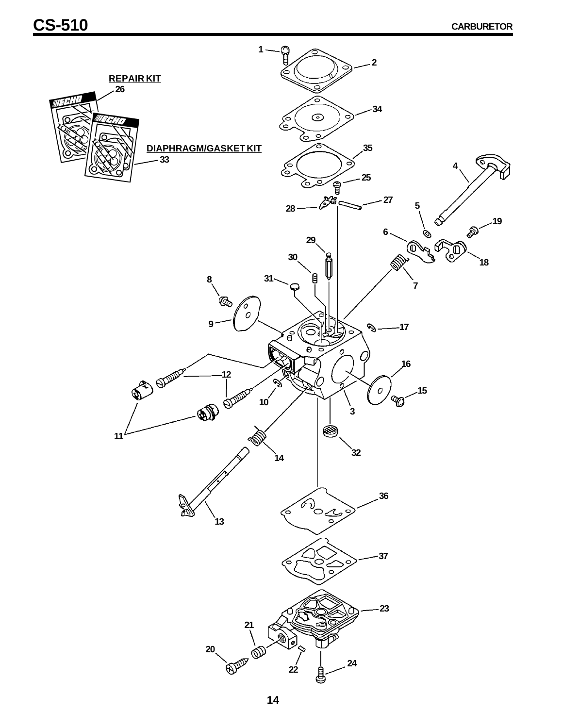# CS-510

## CARBURETOR

REPAIR KIT 26

DIAPHRAGM/GASKET KIT 33

1, 2, 3, 4, 5, 6, 7, 8, 9, 10, 11, 12, 13, 14, 15, 16, 17, 18, 19, 20, 21, 22, 23, 24, 25, 27, 28, 29, 30, 31, 32, 34, 35, 36, 37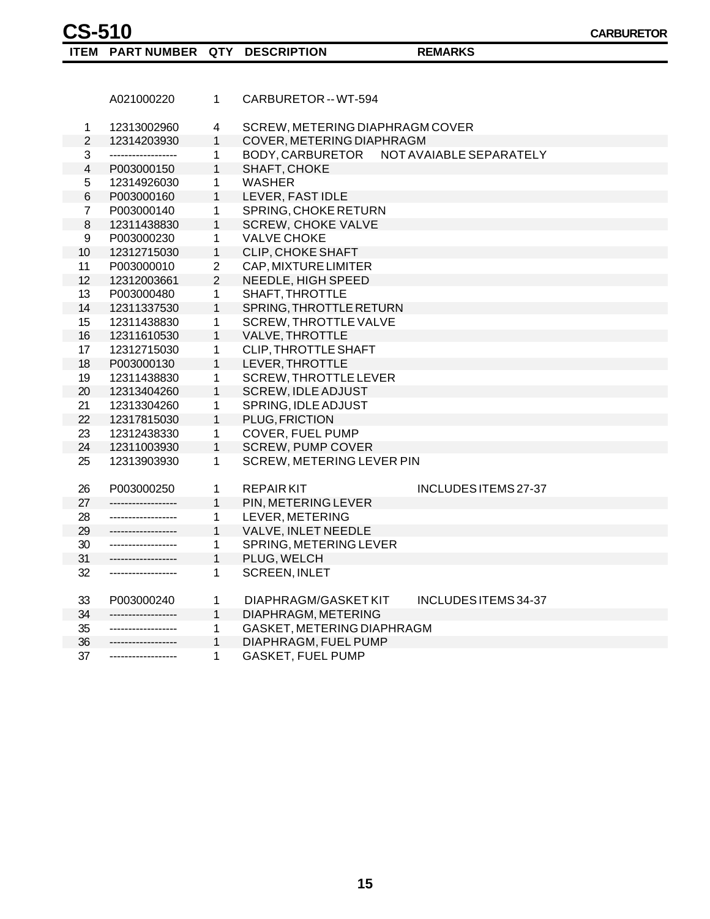# CS-510

**CARBURETOR**

| ITEM | PART NUMBER | QTY | DESCRIPTION | REMARKS |
|---|---|---|---|---|
| | A021000220 | 1 | CARBURETOR -- WT-594 | |
| 1 | 12313002960 | 4 | SCREW, METERING DIAPHRAGM COVER | |
| 2 | 12314203930 | 1 | COVER, METERING DIAPHRAGM | |
| 3 | ------------------ | 1 | BODY, CARBURETOR | NOT AVAIABLE SEPARATELY |
| 4 | P003000150 | 1 | SHAFT, CHOKE | |
| 5 | 12314926030 | 1 | WASHER | |
| 6 | P003000160 | 1 | LEVER, FAST IDLE | |
| 7 | P003000140 | 1 | SPRING, CHOKE RETURN | |
| 8 | 12311438830 | 1 | SCREW, CHOKE VALVE | |
| 9 | P003000230 | 1 | VALVE CHOKE | |
| 10 | 12312715030 | 1 | CLIP, CHOKE SHAFT | |
| 11 | P003000010 | 2 | CAP, MIXTURE LIMITER | |
| 12 | 12312003661 | 2 | NEEDLE, HIGH SPEED | |
| 13 | P003000480 | 1 | SHAFT, THROTTLE | |
| 14 | 12311337530 | 1 | SPRING, THROTTLE RETURN | |
| 15 | 12311438830 | 1 | SCREW, THROTTLE VALVE | |
| 16 | 12311610530 | 1 | VALVE, THROTTLE | |
| 17 | 12312715030 | 1 | CLIP, THROTTLE SHAFT | |
| 18 | P003000130 | 1 | LEVER, THROTTLE | |
| 19 | 12311438830 | 1 | SCREW, THROTTLE LEVER | |
| 20 | 12313404260 | 1 | SCREW, IDLE ADJUST | |
| 21 | 12313304260 | 1 | SPRING, IDLE ADJUST | |
| 22 | 12317815030 | 1 | PLUG, FRICTION | |
| 23 | 12312438330 | 1 | COVER, FUEL PUMP | |
| 24 | 12311003930 | 1 | SCREW, PUMP COVER | |
| 25 | 12313903930 | 1 | SCREW, METERING LEVER PIN | |
| 26 | P003000250 | 1 | REPAIR KIT | INCLUDES ITEMS 27-37 |
| 27 | ------------------ | 1 | PIN, METERING LEVER | |
| 28 | ------------------ | 1 | LEVER, METERING | |
| 29 | ------------------ | 1 | VALVE, INLET NEEDLE | |
| 30 | ------------------ | 1 | SPRING, METERING LEVER | |
| 31 | ------------------ | 1 | PLUG, WELCH | |
| 32 | ------------------ | 1 | SCREEN, INLET | |
| 33 | P003000240 | 1 | DIAPHRAGM/GASKET KIT | INCLUDES ITEMS 34-37 |
| 34 | ------------------ | 1 | DIAPHRAGM, METERING | |
| 35 | ------------------ | 1 | GASKET, METERING DIAPHRAGM | |
| 36 | ------------------ | 1 | DIAPHRAGM, FUEL PUMP | |
| 37 | ------------------ | 1 | GASKET, FUEL PUMP | |